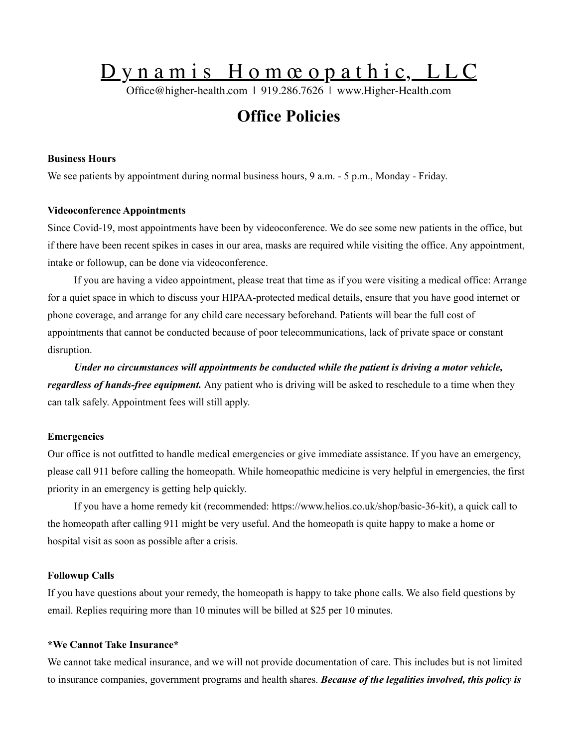# Dynamis Homœopathic, LLC

Office@higher-health.com | 919.286.7626 | www.Higher-Health.com

## Office Policies

**Business Hours**

We see patients by appointment during normal business hours, 9 a.m. - 5 p.m., Monday - Friday.

**Videoconference Appointments**

Since Covid-19, most appointments have been by videoconference. We do see some new patients in the office, but if there have been recent spikes in cases in our area, masks are required while visiting the office. Any appointment, intake or followup, can be done via videoconference.

If you are having a video appointment, please treat that time as if you were visiting a medical office: Arrange for a quiet space in which to discuss your HIPAA-protected medical details, ensure that you have good internet or phone coverage, and arrange for any child care necessary beforehand. Patients will bear the full cost of appointments that cannot be conducted because of poor telecommunications, lack of private space or constant disruption.

***Under no circumstances will appointments be conducted while the patient is driving a motor vehicle, regardless of hands-free equipment.*** Any patient who is driving will be asked to reschedule to a time when they can talk safely. Appointment fees will still apply.

**Emergencies**

Our office is not outfitted to handle medical emergencies or give immediate assistance. If you have an emergency, please call 911 before calling the homeopath. While homeopathic medicine is very helpful in emergencies, the first priority in an emergency is getting help quickly.

If you have a home remedy kit (recommended: https://www.helios.co.uk/shop/basic-36-kit), a quick call to the homeopath after calling 911 might be very useful. And the homeopath is quite happy to make a home or hospital visit as soon as possible after a crisis.

**Followup Calls**

If you have questions about your remedy, the homeopath is happy to take phone calls. We also field questions by email. Replies requiring more than 10 minutes will be billed at $25 per 10 minutes.

**\*We Cannot Take Insurance\***

We cannot take medical insurance, and we will not provide documentation of care. This includes but is not limited to insurance companies, government programs and health shares. ***Because of the legalities involved, this policy is***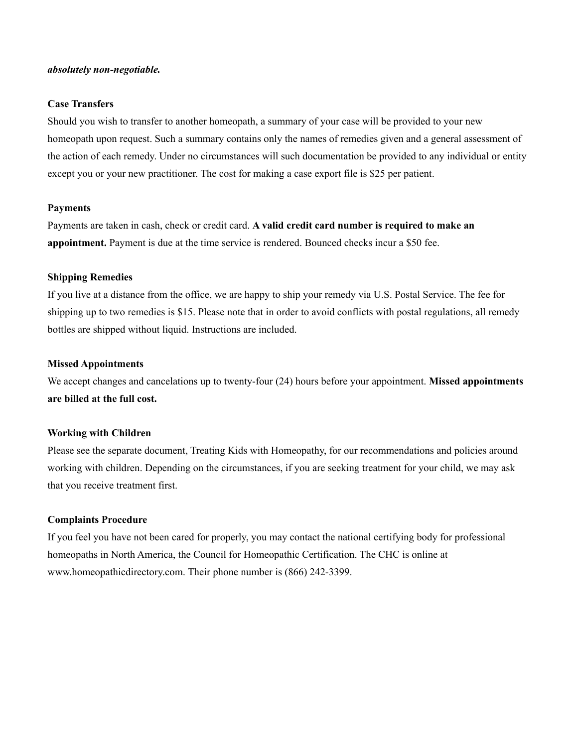***absolutely non-negotiable.***

**Case Transfers**

Should you wish to transfer to another homeopath, a summary of your case will be provided to your new homeopath upon request. Such a summary contains only the names of remedies given and a general assessment of the action of each remedy. Under no circumstances will such documentation be provided to any individual or entity except you or your new practitioner. The cost for making a case export file is $25 per patient.

**Payments**

Payments are taken in cash, check or credit card. **A valid credit card number is required to make an appointment.** Payment is due at the time service is rendered. Bounced checks incur a $50 fee.

**Shipping Remedies**

If you live at a distance from the office, we are happy to ship your remedy via U.S. Postal Service. The fee for shipping up to two remedies is $15. Please note that in order to avoid conflicts with postal regulations, all remedy bottles are shipped without liquid. Instructions are included.

**Missed Appointments**

We accept changes and cancelations up to twenty-four (24) hours before your appointment. **Missed appointments are billed at the full cost.**

**Working with Children**

Please see the separate document, Treating Kids with Homeopathy, for our recommendations and policies around working with children. Depending on the circumstances, if you are seeking treatment for your child, we may ask that you receive treatment first.

**Complaints Procedure**

If you feel you have not been cared for properly, you may contact the national certifying body for professional homeopaths in North America, the Council for Homeopathic Certification. The CHC is online at www.homeopathicdirectory.com. Their phone number is (866) 242-3399.